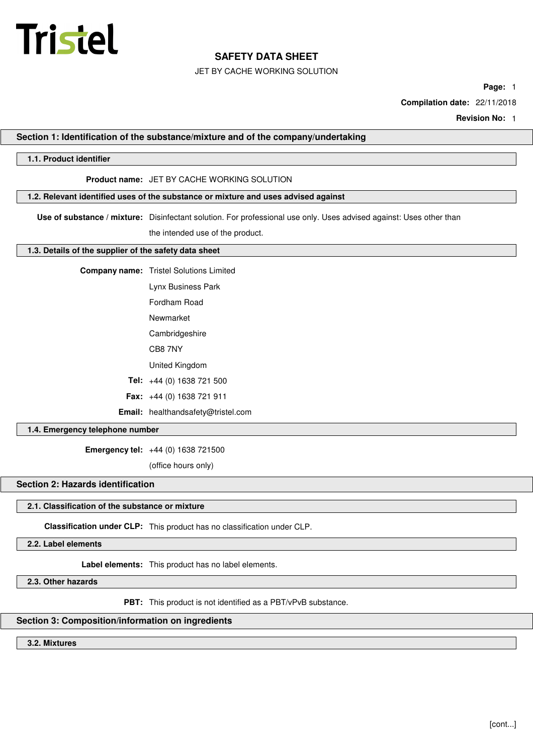Tristel

# SAFETY DATA SHEET

JET BY CACHE WORKING SOLUTION

**Compilation date:** 22/11/2018

**Revision No:** 1

## Section 1: Identification of the substance/mixture and of the company/undertaking

### 1.1. Product identifier

**Product name:** JET BY CACHE WORKING SOLUTION

### 1.2. Relevant identified uses of the substance or mixture and uses advised against

**Use of substance / mixture:** Disinfectant solution. For professional use only. Uses advised against: Uses other than the intended use of the product.

### 1.3. Details of the supplier of the safety data sheet

**Company name:** Tristel Solutions Limited
Lynx Business Park
Fordham Road
Newmarket
Cambridgeshire
CB8 7NY
United Kingdom

**Tel:** +44 (0) 1638 721 500

**Fax:** +44 (0) 1638 721 911

**Email:** healthandsafety@tristel.com

### 1.4. Emergency telephone number

**Emergency tel:** +44 (0) 1638 721500
(office hours only)

## Section 2: Hazards identification

### 2.1. Classification of the substance or mixture

**Classification under CLP:** This product has no classification under CLP.

### 2.2. Label elements

**Label elements:** This product has no label elements.

### 2.3. Other hazards

**PBT:** This product is not identified as a PBT/vPvB substance.

## Section 3: Composition/information on ingredients

### 3.2. Mixtures

[cont...]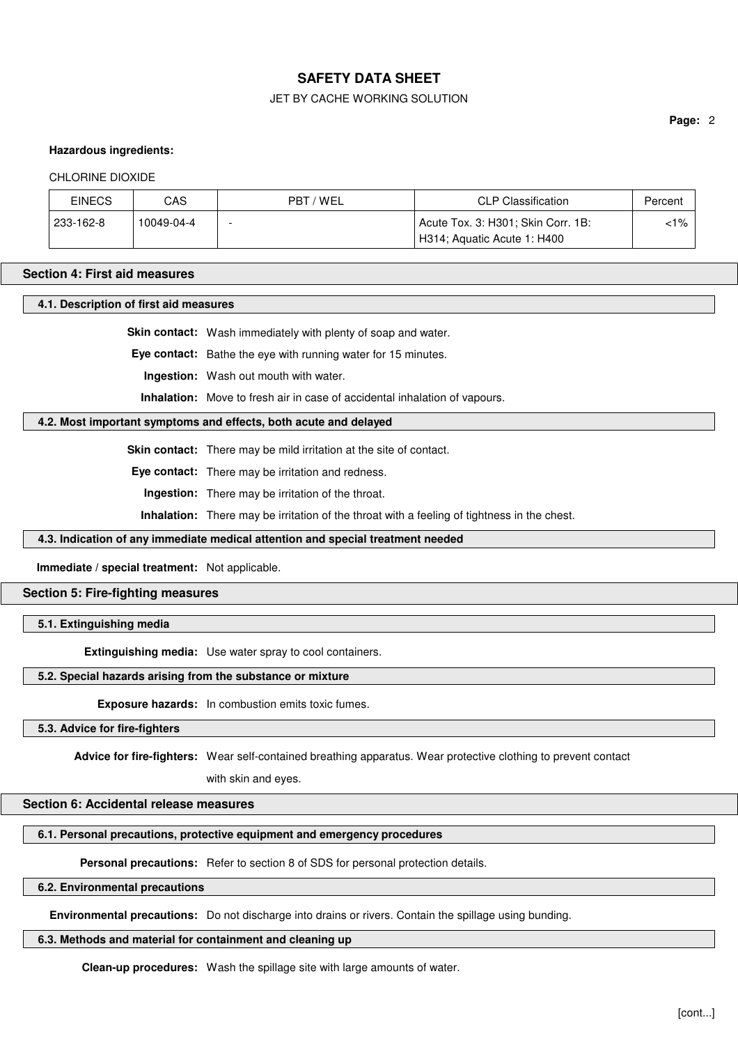**Hazardous ingredients:**

CHLORINE DIOXIDE

| EINECS | CAS | PBT / WEL | CLP Classification | Percent |
|---|---|---|---|---|
| 233-162-8 | 10049-04-4 | - | Acute Tox. 3: H301; Skin Corr. 1B: H314; Aquatic Acute 1: H400 | <1% |

## Section 4: First aid measures

### 4.1. Description of first aid measures

**Skin contact:** Wash immediately with plenty of soap and water.

**Eye contact:** Bathe the eye with running water for 15 minutes.

**Ingestion:** Wash out mouth with water.

**Inhalation:** Move to fresh air in case of accidental inhalation of vapours.

### 4.2. Most important symptoms and effects, both acute and delayed

**Skin contact:** There may be mild irritation at the site of contact.

**Eye contact:** There may be irritation and redness.

**Ingestion:** There may be irritation of the throat.

**Inhalation:** There may be irritation of the throat with a feeling of tightness in the chest.

### 4.3. Indication of any immediate medical attention and special treatment needed

**Immediate / special treatment:** Not applicable.

## Section 5: Fire-fighting measures

### 5.1. Extinguishing media

**Extinguishing media:** Use water spray to cool containers.

### 5.2. Special hazards arising from the substance or mixture

**Exposure hazards:** In combustion emits toxic fumes.

### 5.3. Advice for fire-fighters

**Advice for fire-fighters:** Wear self-contained breathing apparatus. Wear protective clothing to prevent contact with skin and eyes.

## Section 6: Accidental release measures

### 6.1. Personal precautions, protective equipment and emergency procedures

**Personal precautions:** Refer to section 8 of SDS for personal protection details.

### 6.2. Environmental precautions

**Environmental precautions:** Do not discharge into drains or rivers. Contain the spillage using bunding.

### 6.3. Methods and material for containment and cleaning up

**Clean-up procedures:** Wash the spillage site with large amounts of water.

[cont...]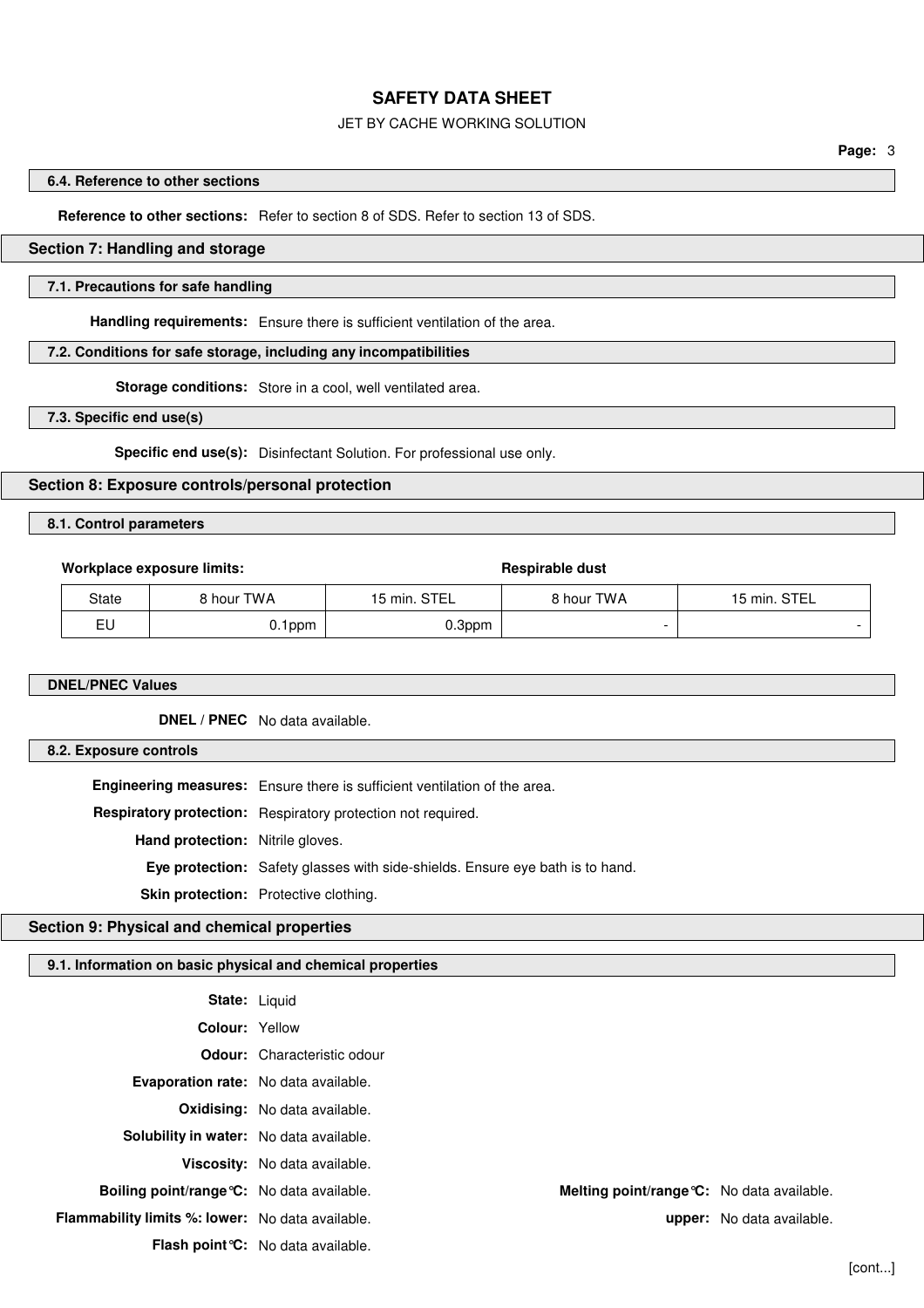### 6.4. Reference to other sections

**Reference to other sections:** Refer to section 8 of SDS. Refer to section 13 of SDS.

## Section 7: Handling and storage

### 7.1. Precautions for safe handling

**Handling requirements:** Ensure there is sufficient ventilation of the area.

### 7.2. Conditions for safe storage, including any incompatibilities

**Storage conditions:** Store in a cool, well ventilated area.

### 7.3. Specific end use(s)

**Specific end use(s):** Disinfectant Solution. For professional use only.

## Section 8: Exposure controls/personal protection

### 8.1. Control parameters

**Workplace exposure limits:**

| | | | **Respirable dust** | |
|---|---|---|---|---|
| State | 8 hour TWA | 15 min. STEL | 8 hour TWA | 15 min. STEL |
| EU | 0.1ppm | 0.3ppm | - | - |

### DNEL/PNEC Values

**DNEL / PNEC** No data available.

### 8.2. Exposure controls

**Engineering measures:** Ensure there is sufficient ventilation of the area.

**Respiratory protection:** Respiratory protection not required.

**Hand protection:** Nitrile gloves.

**Eye protection:** Safety glasses with side-shields. Ensure eye bath is to hand.

**Skin protection:** Protective clothing.

## Section 9: Physical and chemical properties

### 9.1. Information on basic physical and chemical properties

**State:** Liquid

**Colour:** Yellow

**Odour:** Characteristic odour

**Evaporation rate:** No data available.

**Oxidising:** No data available.

**Solubility in water:** No data available.

**Viscosity:** No data available.

**Boiling point/range°C:** No data available. **Melting point/range°C:** No data available.

**Flammability limits %: lower:** No data available. **upper:** No data available.

**Flash point°C:** No data available.

[cont...]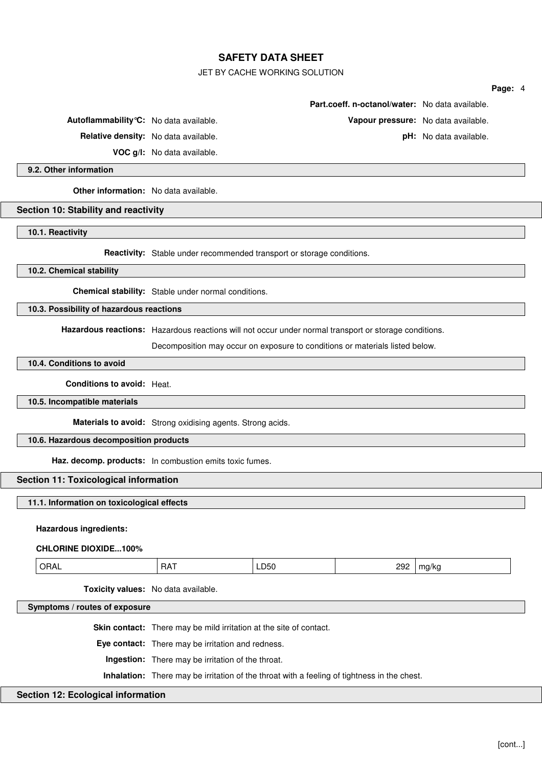**Part.coeff. n-octanol/water:** No data available.

**Autoflammability°C:** No data available.

**Vapour pressure:** No data available.

**Relative density:** No data available.

**pH:** No data available.

**VOC g/l:** No data available.

### 9.2. Other information

**Other information:** No data available.

## Section 10: Stability and reactivity

### 10.1. Reactivity

**Reactivity:** Stable under recommended transport or storage conditions.

### 10.2. Chemical stability

**Chemical stability:** Stable under normal conditions.

### 10.3. Possibility of hazardous reactions

**Hazardous reactions:** Hazardous reactions will not occur under normal transport or storage conditions.

Decomposition may occur on exposure to conditions or materials listed below.

### 10.4. Conditions to avoid

**Conditions to avoid:** Heat.

### 10.5. Incompatible materials

**Materials to avoid:** Strong oxidising agents. Strong acids.

### 10.6. Hazardous decomposition products

**Haz. decomp. products:** In combustion emits toxic fumes.

## Section 11: Toxicological information

### 11.1. Information on toxicological effects

**Hazardous ingredients:**

**CHLORINE DIOXIDE...100%**

| ORAL | RAT | LD50 | 292 | mg/kg |
|---|---|---|---|---|

**Toxicity values:** No data available.

### Symptoms / routes of exposure

**Skin contact:** There may be mild irritation at the site of contact.

**Eye contact:** There may be irritation and redness.

**Ingestion:** There may be irritation of the throat.

**Inhalation:** There may be irritation of the throat with a feeling of tightness in the chest.

## Section 12: Ecological information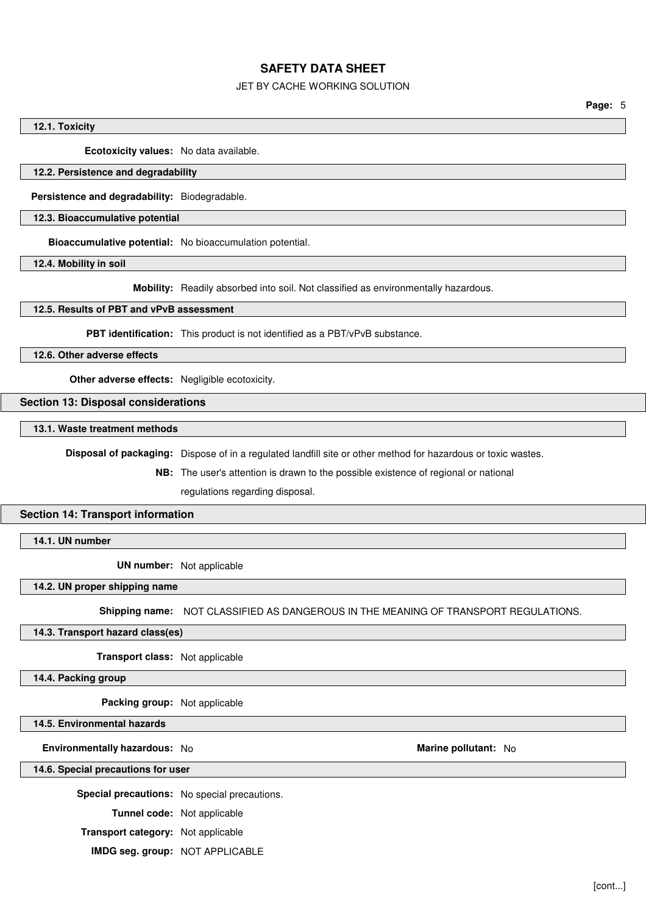### 12.1. Toxicity

**Ecotoxicity values:** No data available.

### 12.2. Persistence and degradability

**Persistence and degradability:** Biodegradable.

### 12.3. Bioaccumulative potential

**Bioaccumulative potential:** No bioaccumulation potential.

### 12.4. Mobility in soil

**Mobility:** Readily absorbed into soil. Not classified as environmentally hazardous.

### 12.5. Results of PBT and vPvB assessment

**PBT identification:** This product is not identified as a PBT/vPvB substance.

### 12.6. Other adverse effects

**Other adverse effects:** Negligible ecotoxicity.

## Section 13: Disposal considerations

### 13.1. Waste treatment methods

**Disposal of packaging:** Dispose of in a regulated landfill site or other method for hazardous or toxic wastes.

**NB:** The user's attention is drawn to the possible existence of regional or national regulations regarding disposal.

## Section 14: Transport information

### 14.1. UN number

**UN number:** Not applicable

### 14.2. UN proper shipping name

**Shipping name:** NOT CLASSIFIED AS DANGEROUS IN THE MEANING OF TRANSPORT REGULATIONS.

### 14.3. Transport hazard class(es)

**Transport class:** Not applicable

### 14.4. Packing group

**Packing group:** Not applicable

### 14.5. Environmental hazards

**Environmentally hazardous:** No

**Marine pollutant:** No

### 14.6. Special precautions for user

**Special precautions:** No special precautions.

**Tunnel code:** Not applicable

**Transport category:** Not applicable

**IMDG seg. group:** NOT APPLICABLE

[cont...]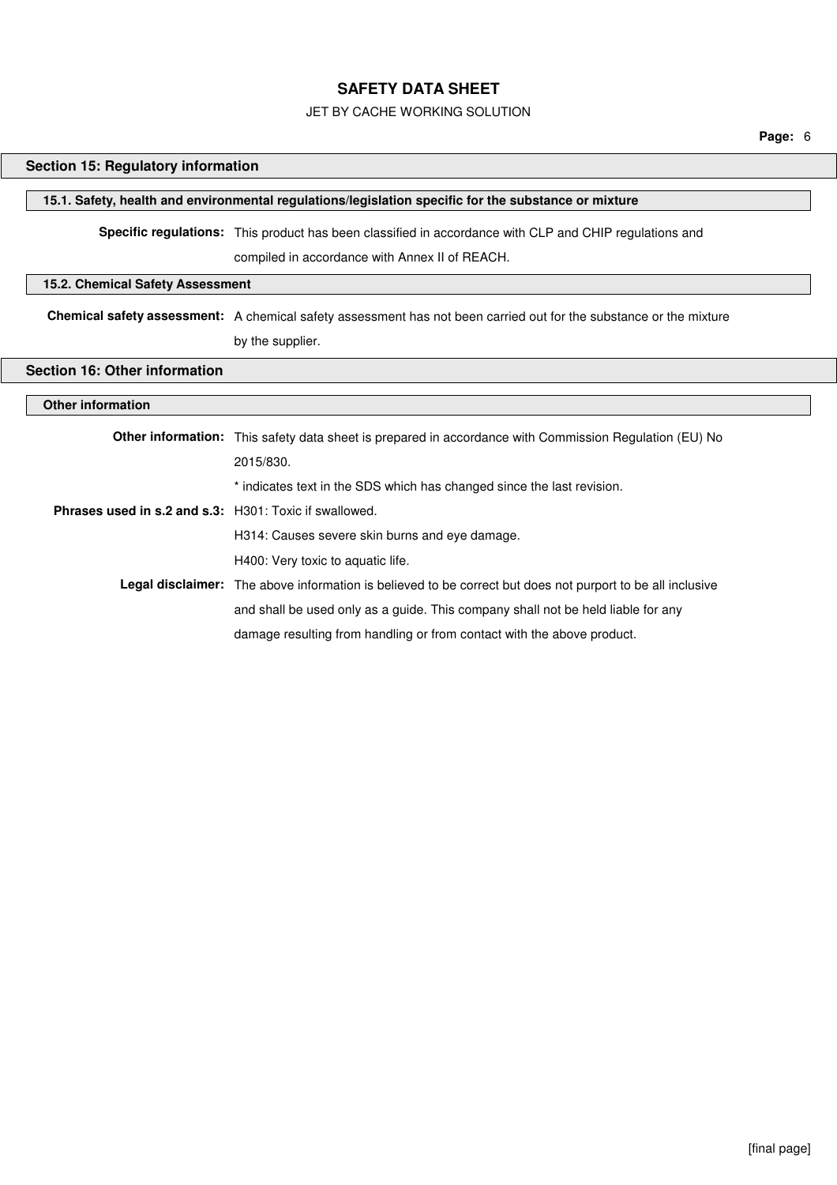## Section 15: Regulatory information

### 15.1. Safety, health and environmental regulations/legislation specific for the substance or mixture

**Specific regulations:** This product has been classified in accordance with CLP and CHIP regulations and compiled in accordance with Annex II of REACH.

### 15.2. Chemical Safety Assessment

**Chemical safety assessment:** A chemical safety assessment has not been carried out for the substance or the mixture by the supplier.

## Section 16: Other information

### Other information

**Other information:** This safety data sheet is prepared in accordance with Commission Regulation (EU) No 2015/830.

* indicates text in the SDS which has changed since the last revision.

**Phrases used in s.2 and s.3:** H301: Toxic if swallowed.

H314: Causes severe skin burns and eye damage.

H400: Very toxic to aquatic life.

**Legal disclaimer:** The above information is believed to be correct but does not purport to be all inclusive and shall be used only as a guide. This company shall not be held liable for any damage resulting from handling or from contact with the above product.

[final page]